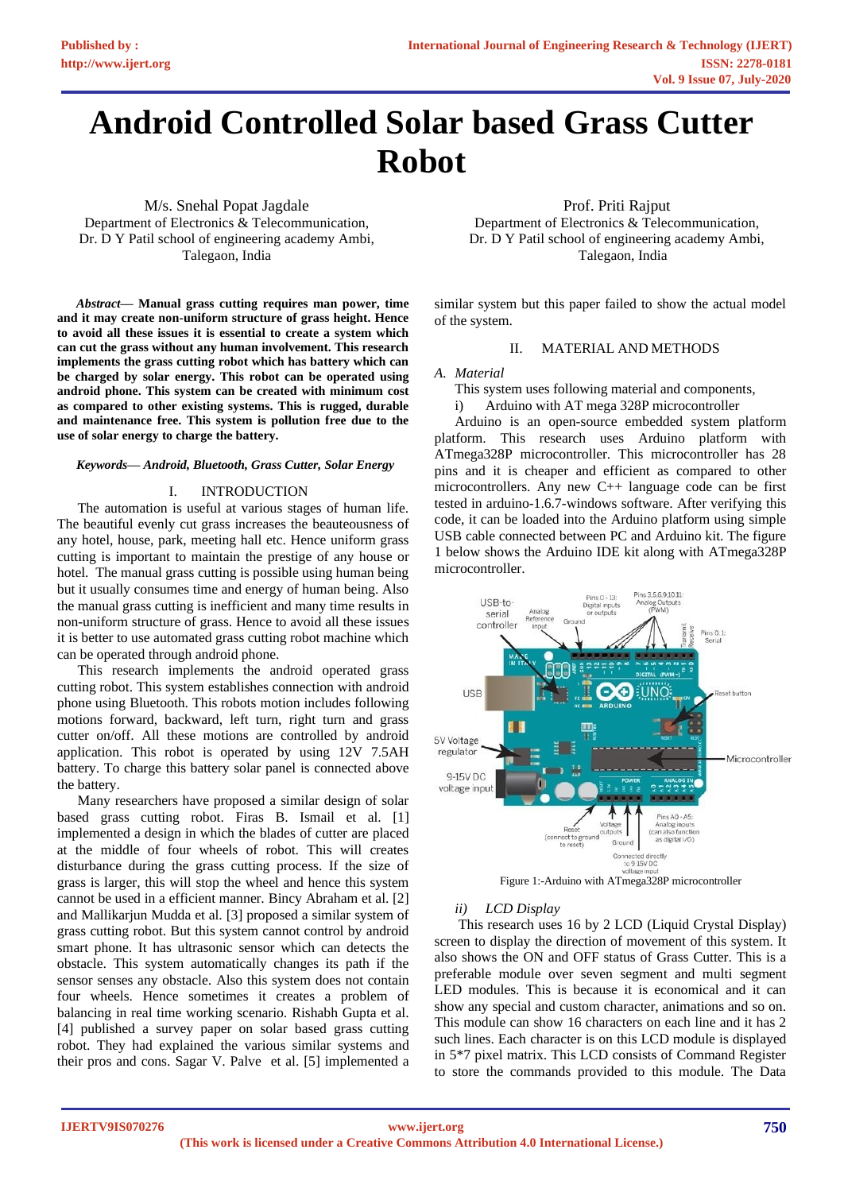# Android Controlled Solar based Grass Cutter Robot

M/s. Snehal Popat Jagdale
Department of Electronics & Telecommunication,
Dr. D Y Patil school of engineering academy Ambi,
Talegaon, India

Prof. Priti Rajput
Department of Electronics & Telecommunication,
Dr. D Y Patil school of engineering academy Ambi,
Talegaon, India

***Abstract*— Manual grass cutting requires man power, time and it may create non-uniform structure of grass height. Hence to avoid all these issues it is essential to create a system which can cut the grass without any human involvement. This research implements the grass cutting robot which has battery which can be charged by solar energy. This robot can be operated using android phone. This system can be created with minimum cost as compared to other existing systems. This is rugged, durable and maintenance free. This system is pollution free due to the use of solar energy to charge the battery.**

***Keywords*— Android, Bluetooth, Grass Cutter, Solar Energy**

## I. INTRODUCTION

The automation is useful at various stages of human life. The beautiful evenly cut grass increases the beauteousness of any hotel, house, park, meeting hall etc. Hence uniform grass cutting is important to maintain the prestige of any house or hotel. The manual grass cutting is possible using human being but it usually consumes time and energy of human being. Also the manual grass cutting is inefficient and many time results in non-uniform structure of grass. Hence to avoid all these issues it is better to use automated grass cutting robot machine which can be operated through android phone.

This research implements the android operated grass cutting robot. This system establishes connection with android phone using Bluetooth. This robots motion includes following motions forward, backward, left turn, right turn and grass cutter on/off. All these motions are controlled by android application. This robot is operated by using 12V 7.5AH battery. To charge this battery solar panel is connected above the battery.

Many researchers have proposed a similar design of solar based grass cutting robot. Firas B. Ismail et al. [1] implemented a design in which the blades of cutter are placed at the middle of four wheels of robot. This will creates disturbance during the grass cutting process. If the size of grass is larger, this will stop the wheel and hence this system cannot be used in a efficient manner. Bincy Abraham et al. [2] and Mallikarjun Mudda et al. [3] proposed a similar system of grass cutting robot. But this system cannot control by android smart phone. It has ultrasonic sensor which can detects the obstacle. This system automatically changes its path if the sensor senses any obstacle. Also this system does not contain four wheels. Hence sometimes it creates a problem of balancing in real time working scenario. Rishabh Gupta et al. [4] published a survey paper on solar based grass cutting robot. They had explained the various similar systems and their pros and cons. Sagar V. Palve et al. [5] implemented a similar system but this paper failed to show the actual model of the system.

## II. MATERIAL AND METHODS

### *A. Material*

This system uses following material and components,

i) Arduino with AT mega 328P microcontroller

Arduino is an open-source embedded system platform platform. This research uses Arduino platform with ATmega328P microcontroller. This microcontroller has 28 pins and it is cheaper and efficient as compared to other microcontrollers. Any new C++ language code can be first tested in arduino-1.6.7-windows software. After verifying this code, it can be loaded into the Arduino platform using simple USB cable connected between PC and Arduino kit. The figure 1 below shows the Arduino IDE kit along with ATmega328P microcontroller.

Figure 1:-Arduino with ATmega328P microcontroller

*ii) LCD Display*

This research uses 16 by 2 LCD (Liquid Crystal Display) screen to display the direction of movement of this system. It also shows the ON and OFF status of Grass Cutter. This is a preferable module over seven segment and multi segment LED modules. This is because it is economical and it can show any special and custom character, animations and so on. This module can show 16 characters on each line and it has 2 such lines. Each character is on this LCD module is displayed in 5*7 pixel matrix. This LCD consists of Command Register to store the commands provided to this module. The Data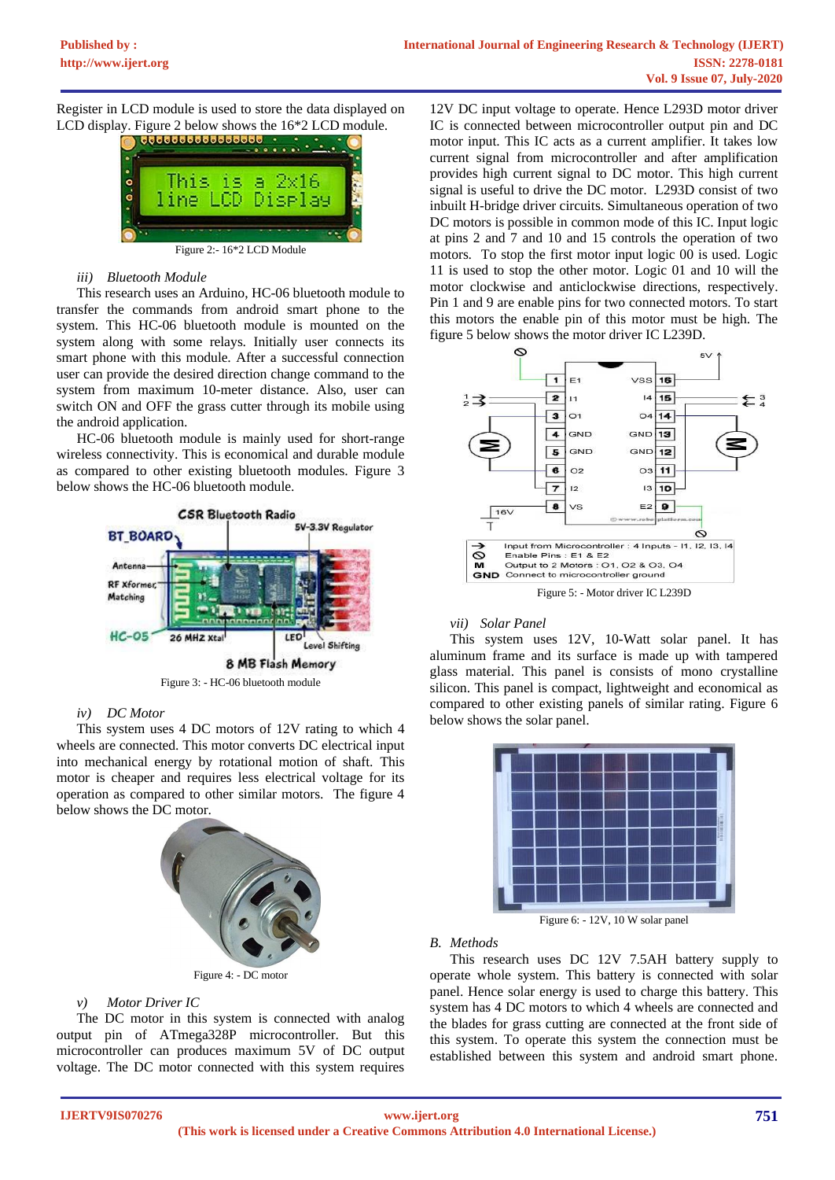Register in LCD module is used to store the data displayed on LCD display. Figure 2 below shows the 16*2 LCD module.

Figure 2:- 16*2 LCD Module

*iii) Bluetooth Module*

This research uses an Arduino, HC-06 bluetooth module to transfer the commands from android smart phone to the system. This HC-06 bluetooth module is mounted on the system along with some relays. Initially user connects its smart phone with this module. After a successful connection user can provide the desired direction change command to the system from maximum 10-meter distance. Also, user can switch ON and OFF the grass cutter through its mobile using the android application.

HC-06 bluetooth module is mainly used for short-range wireless connectivity. This is economical and durable module as compared to other existing bluetooth modules. Figure 3 below shows the HC-06 bluetooth module.

Figure 3: - HC-06 bluetooth module

*iv) DC Motor*

This system uses 4 DC motors of 12V rating to which 4 wheels are connected. This motor converts DC electrical input into mechanical energy by rotational motion of shaft. This motor is cheaper and requires less electrical voltage for its operation as compared to other similar motors. The figure 4 below shows the DC motor.

Figure 4: - DC motor

*v) Motor Driver IC*

The DC motor in this system is connected with analog output pin of ATmega328P microcontroller. But this microcontroller can produces maximum 5V of DC output voltage. The DC motor connected with this system requires 12V DC input voltage to operate. Hence L293D motor driver IC is connected between microcontroller output pin and DC motor input. This IC acts as a current amplifier. It takes low current signal from microcontroller and after amplification provides high current signal to DC motor. This high current signal is useful to drive the DC motor. L293D consist of two inbuilt H-bridge driver circuits. Simultaneous operation of two DC motors is possible in common mode of this IC. Input logic at pins 2 and 7 and 10 and 15 controls the operation of two motors. To stop the first motor input logic 00 is used. Logic 11 is used to stop the other motor. Logic 01 and 10 will the motor clockwise and anticlockwise directions, respectively. Pin 1 and 9 are enable pins for two connected motors. To start this motors the enable pin of this motor must be high. The figure 5 below shows the motor driver IC L239D.

Figure 5: - Motor driver IC L239D

*vii) Solar Panel*

This system uses 12V, 10-Watt solar panel. It has aluminum frame and its surface is made up with tampered glass material. This panel is consists of mono crystalline silicon. This panel is compact, lightweight and economical as compared to other existing panels of similar rating. Figure 6 below shows the solar panel.

Figure 6: - 12V, 10 W solar panel

*B. Methods*

This research uses DC 12V 7.5AH battery supply to operate whole system. This battery is connected with solar panel. Hence solar energy is used to charge this battery. This system has 4 DC motors to which 4 wheels are connected and the blades for grass cutting are connected at the front side of this system. To operate this system the connection must be established between this system and android smart phone.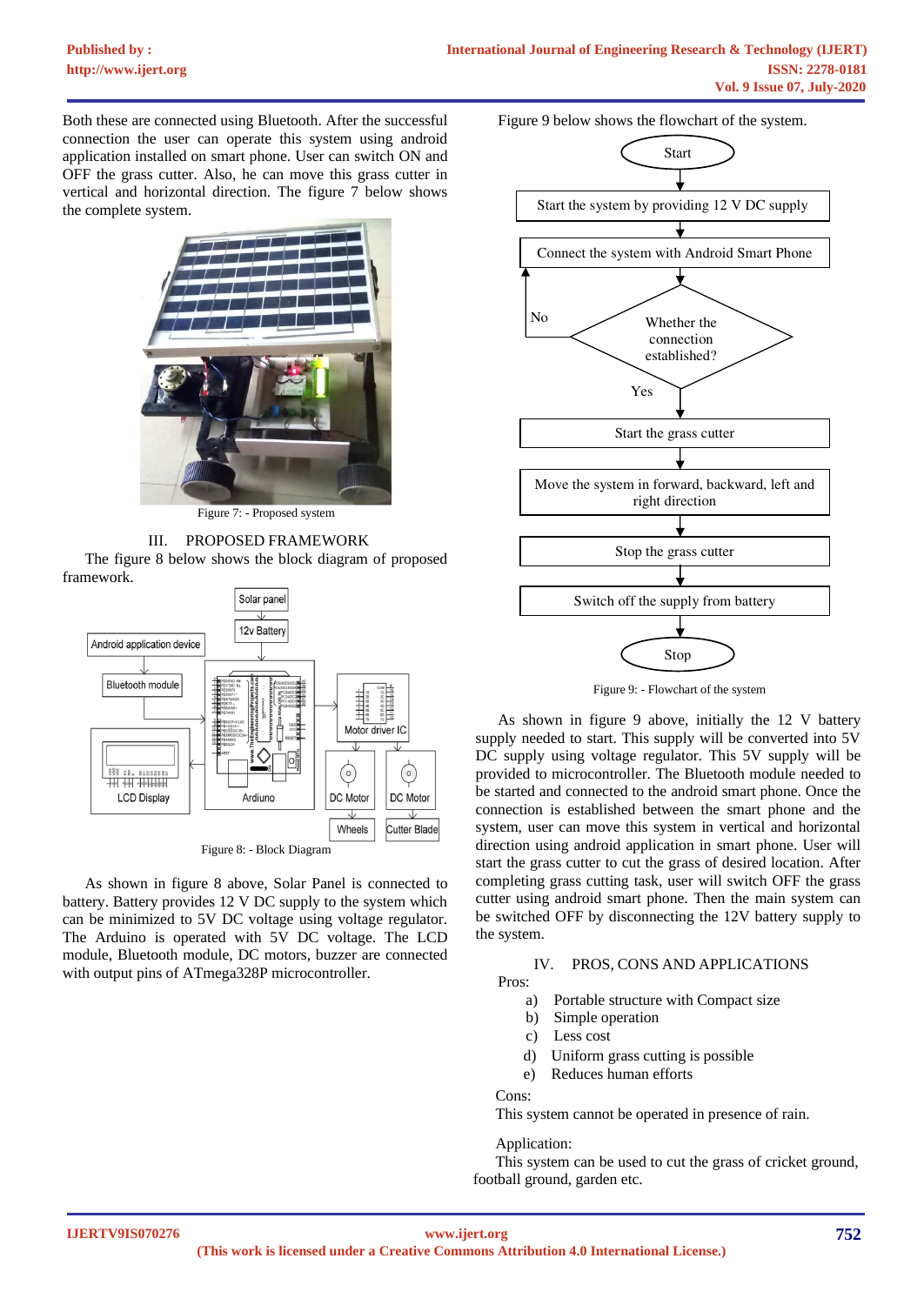Both these are connected using Bluetooth. After the successful connection the user can operate this system using android application installed on smart phone. User can switch ON and OFF the grass cutter. Also, he can move this grass cutter in vertical and horizontal direction. The figure 7 below shows the complete system.

Figure 7: - Proposed system

## III. PROPOSED FRAMEWORK

The figure 8 below shows the block diagram of proposed framework.

Figure 8: - Block Diagram

As shown in figure 8 above, Solar Panel is connected to battery. Battery provides 12 V DC supply to the system which can be minimized to 5V DC voltage using voltage regulator. The Arduino is operated with 5V DC voltage. The LCD module, Bluetooth module, DC motors, buzzer are connected with output pins of ATmega328P microcontroller.

Figure 9 below shows the flowchart of the system.

Figure 9: - Flowchart of the system

As shown in figure 9 above, initially the 12 V battery supply needed to start. This supply will be converted into 5V DC supply using voltage regulator. This 5V supply will be provided to microcontroller. The Bluetooth module needed to be started and connected to the android smart phone. Once the connection is established between the smart phone and the system, user can move this system in vertical and horizontal direction using android application in smart phone. User will start the grass cutter to cut the grass of desired location. After completing grass cutting task, user will switch OFF the grass cutter using android smart phone. Then the main system can be switched OFF by disconnecting the 12V battery supply to the system.

## IV. PROS, CONS AND APPLICATIONS

Pros:

a) Portable structure with Compact size
b) Simple operation
c) Less cost
d) Uniform grass cutting is possible
e) Reduces human efforts

Cons:

This system cannot be operated in presence of rain.

Application:

This system can be used to cut the grass of cricket ground, football ground, garden etc.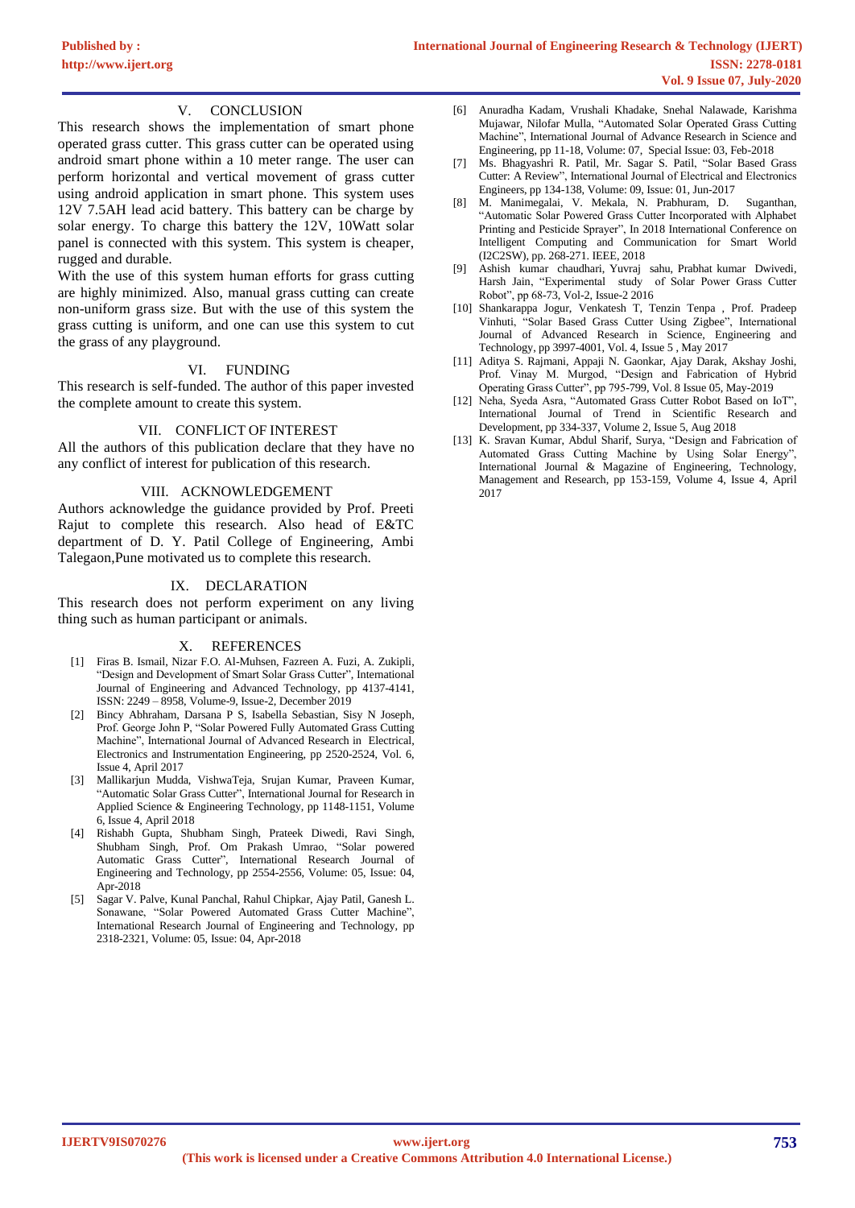## V. CONCLUSION

This research shows the implementation of smart phone operated grass cutter. This grass cutter can be operated using android smart phone within a 10 meter range. The user can perform horizontal and vertical movement of grass cutter using android application in smart phone. This system uses 12V 7.5AH lead acid battery. This battery can be charge by solar energy. To charge this battery the 12V, 10Watt solar panel is connected with this system. This system is cheaper, rugged and durable.

With the use of this system human efforts for grass cutting are highly minimized. Also, manual grass cutting can create non-uniform grass size. But with the use of this system the grass cutting is uniform, and one can use this system to cut the grass of any playground.

## VI. FUNDING

This research is self-funded. The author of this paper invested the complete amount to create this system.

## VII. CONFLICT OF INTEREST

All the authors of this publication declare that they have no any conflict of interest for publication of this research.

## VIII. ACKNOWLEDGEMENT

Authors acknowledge the guidance provided by Prof. Preeti Rajut to complete this research. Also head of E&TC department of D. Y. Patil College of Engineering, Ambi Talegaon,Pune motivated us to complete this research.

## IX. DECLARATION

This research does not perform experiment on any living thing such as human participant or animals.

## X. REFERENCES

[1] Firas B. Ismail, Nizar F.O. Al-Muhsen, Fazreen A. Fuzi, A. Zukipli, "Design and Development of Smart Solar Grass Cutter", International Journal of Engineering and Advanced Technology, pp 4137-4141, ISSN: 2249 – 8958, Volume-9, Issue-2, December 2019

[2] Bincy Abhraham, Darsana P S, Isabella Sebastian, Sisy N Joseph, Prof. George John P, "Solar Powered Fully Automated Grass Cutting Machine", International Journal of Advanced Research in Electrical, Electronics and Instrumentation Engineering, pp 2520-2524, Vol. 6, Issue 4, April 2017

[3] Mallikarjun Mudda, VishwaTeja, Srujan Kumar, Praveen Kumar, "Automatic Solar Grass Cutter", International Journal for Research in Applied Science & Engineering Technology, pp 1148-1151, Volume 6, Issue 4, April 2018

[4] Rishabh Gupta, Shubham Singh, Prateek Diwedi, Ravi Singh, Shubham Singh, Prof. Om Prakash Umrao, "Solar powered Automatic Grass Cutter", International Research Journal of Engineering and Technology, pp 2554-2556, Volume: 05, Issue: 04, Apr-2018

[5] Sagar V. Palve, Kunal Panchal, Rahul Chipkar, Ajay Patil, Ganesh L. Sonawane, "Solar Powered Automated Grass Cutter Machine", International Research Journal of Engineering and Technology, pp 2318-2321, Volume: 05, Issue: 04, Apr-2018

[6] Anuradha Kadam, Vrushali Khadake, Snehal Nalawade, Karishma Mujawar, Nilofar Mulla, "Automated Solar Operated Grass Cutting Machine", International Journal of Advance Research in Science and Engineering, pp 11-18, Volume: 07, Special Issue: 03, Feb-2018

[7] Ms. Bhagyashri R. Patil, Mr. Sagar S. Patil, "Solar Based Grass Cutter: A Review", International Journal of Electrical and Electronics Engineers, pp 134-138, Volume: 09, Issue: 01, Jun-2017

[8] M. Manimegalai, V. Mekala, N. Prabhuram, D. Suganthan, "Automatic Solar Powered Grass Cutter Incorporated with Alphabet Printing and Pesticide Sprayer", In 2018 International Conference on Intelligent Computing and Communication for Smart World (I2C2SW), pp. 268-271. IEEE, 2018

[9] Ashish kumar chaudhari, Yuvraj sahu, Prabhat kumar Dwivedi, Harsh Jain, "Experimental study of Solar Power Grass Cutter Robot", pp 68-73, Vol-2, Issue-2 2016

[10] Shankarappa Jogur, Venkatesh T, Tenzin Tenpa , Prof. Pradeep Vinhuti, "Solar Based Grass Cutter Using Zigbee", International Journal of Advanced Research in Science, Engineering and Technology, pp 3997-4001, Vol. 4, Issue 5 , May 2017

[11] Aditya S. Rajmani, Appaji N. Gaonkar, Ajay Darak, Akshay Joshi, Prof. Vinay M. Murgod, "Design and Fabrication of Hybrid Operating Grass Cutter", pp 795-799, Vol. 8 Issue 05, May-2019

[12] Neha, Syeda Asra, "Automated Grass Cutter Robot Based on IoT", International Journal of Trend in Scientific Research and Development, pp 334-337, Volume 2, Issue 5, Aug 2018

[13] K. Sravan Kumar, Abdul Sharif, Surya, "Design and Fabrication of Automated Grass Cutting Machine by Using Solar Energy", International Journal & Magazine of Engineering, Technology, Management and Research, pp 153-159, Volume 4, Issue 4, April 2017